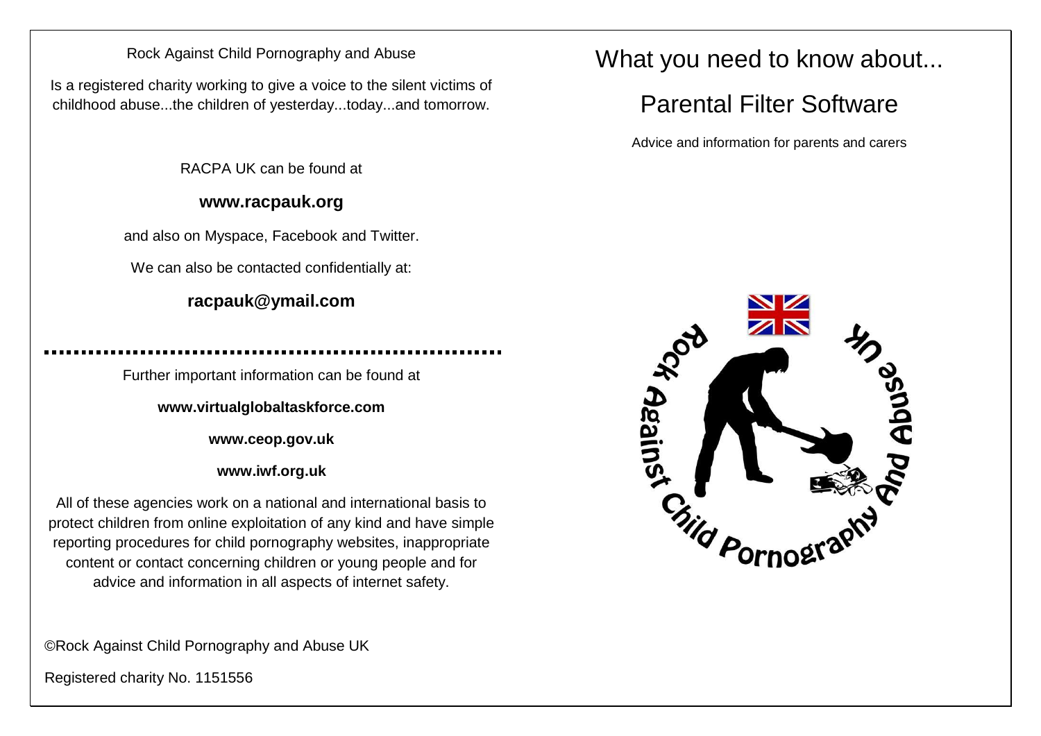Rock Against Child Pornography and Abuse

Is a registered charity working to give a voice to the silent victims of childhood abuse...the children of yesterday...today...and tomorrow.

RACPA UK can be found at

**www.racpauk.org**

and also on Myspace, Facebook and Twitter.

We can also be contacted confidentially at:

**racpauk@ymail.com**

---

Further important information can be found at

**www.virtualglobaltaskforce.com**

**www.ceop.gov.uk**

**www.iwf.org.uk**

All of these agencies work on a national and international basis to protect children from online exploitation of any kind and have simple reporting procedures for child pornography websites, inappropriate content or contact concerning children or young people and for advice and information in all aspects of internet safety.

©Rock Against Child Pornography and Abuse UK

Registered charity No. 1151556

# What you need to know about...

# Parental Filter Software

Advice and information for parents and carers

Rock Against Child Pornography And Abuse UK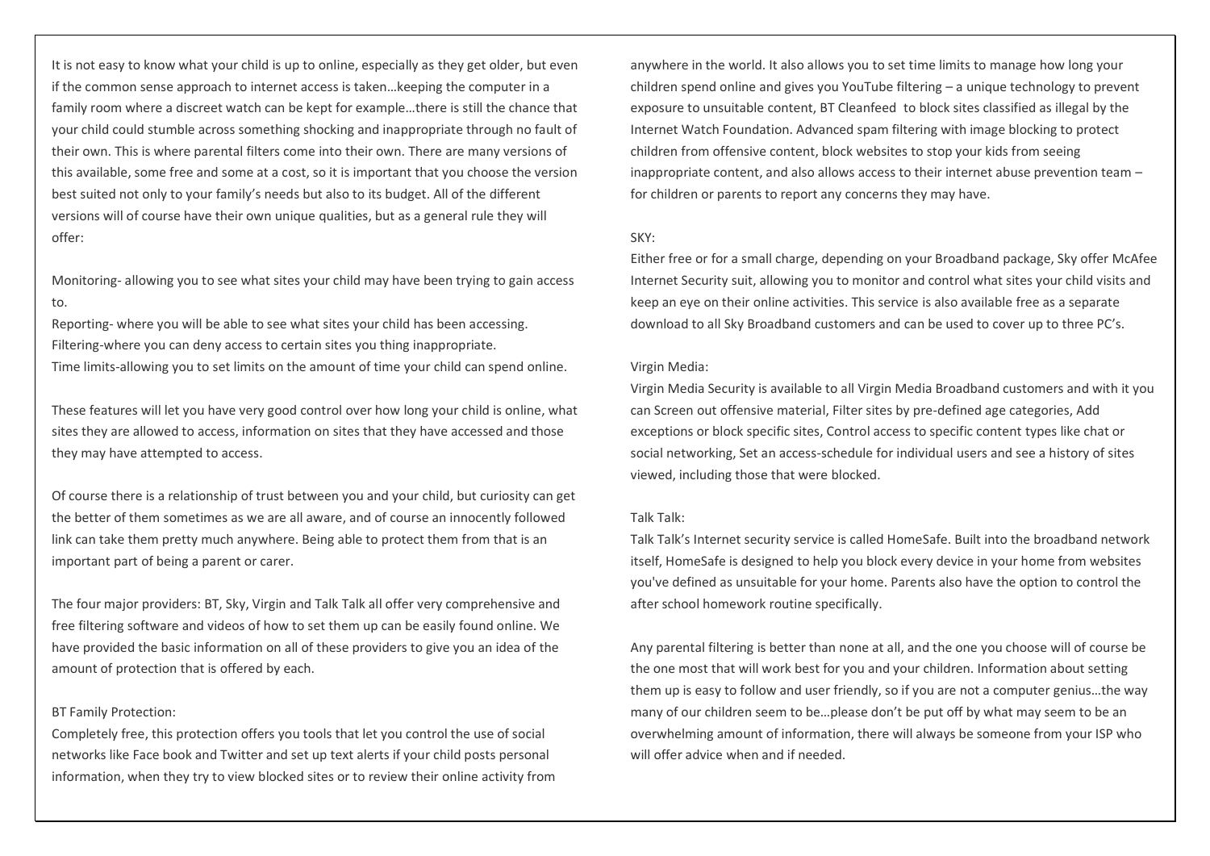It is not easy to know what your child is up to online, especially as they get older, but even if the common sense approach to internet access is taken…keeping the computer in a family room where a discreet watch can be kept for example…there is still the chance that your child could stumble across something shocking and inappropriate through no fault of their own. This is where parental filters come into their own. There are many versions of this available, some free and some at a cost, so it is important that you choose the version best suited not only to your family's needs but also to its budget. All of the different versions will of course have their own unique qualities, but as a general rule they will offer:

Monitoring- allowing you to see what sites your child may have been trying to gain access to.
Reporting- where you will be able to see what sites your child has been accessing.
Filtering-where you can deny access to certain sites you thing inappropriate.
Time limits-allowing you to set limits on the amount of time your child can spend online.

These features will let you have very good control over how long your child is online, what sites they are allowed to access, information on sites that they have accessed and those they may have attempted to access.

Of course there is a relationship of trust between you and your child, but curiosity can get the better of them sometimes as we are all aware, and of course an innocently followed link can take them pretty much anywhere. Being able to protect them from that is an important part of being a parent or carer.

The four major providers: BT, Sky, Virgin and Talk Talk all offer very comprehensive and free filtering software and videos of how to set them up can be easily found online. We have provided the basic information on all of these providers to give you an idea of the amount of protection that is offered by each.

BT Family Protection:
Completely free, this protection offers you tools that let you control the use of social networks like Face book and Twitter and set up text alerts if your child posts personal information, when they try to view blocked sites or to review their online activity from anywhere in the world. It also allows you to set time limits to manage how long your children spend online and gives you YouTube filtering – a unique technology to prevent exposure to unsuitable content, BT Cleanfeed to block sites classified as illegal by the Internet Watch Foundation. Advanced spam filtering with image blocking to protect children from offensive content, block websites to stop your kids from seeing inappropriate content, and also allows access to their internet abuse prevention team – for children or parents to report any concerns they may have.

SKY:
Either free or for a small charge, depending on your Broadband package, Sky offer McAfee Internet Security suit, allowing you to monitor and control what sites your child visits and keep an eye on their online activities. This service is also available free as a separate download to all Sky Broadband customers and can be used to cover up to three PC's.

Virgin Media:
Virgin Media Security is available to all Virgin Media Broadband customers and with it you can Screen out offensive material, Filter sites by pre-defined age categories, Add exceptions or block specific sites, Control access to specific content types like chat or social networking, Set an access-schedule for individual users and see a history of sites viewed, including those that were blocked.

Talk Talk:
Talk Talk's Internet security service is called HomeSafe. Built into the broadband network itself, HomeSafe is designed to help you block every device in your home from websites you've defined as unsuitable for your home. Parents also have the option to control the after school homework routine specifically.

Any parental filtering is better than none at all, and the one you choose will of course be the one most that will work best for you and your children. Information about setting them up is easy to follow and user friendly, so if you are not a computer genius…the way many of our children seem to be…please don't be put off by what may seem to be an overwhelming amount of information, there will always be someone from your ISP who will offer advice when and if needed.